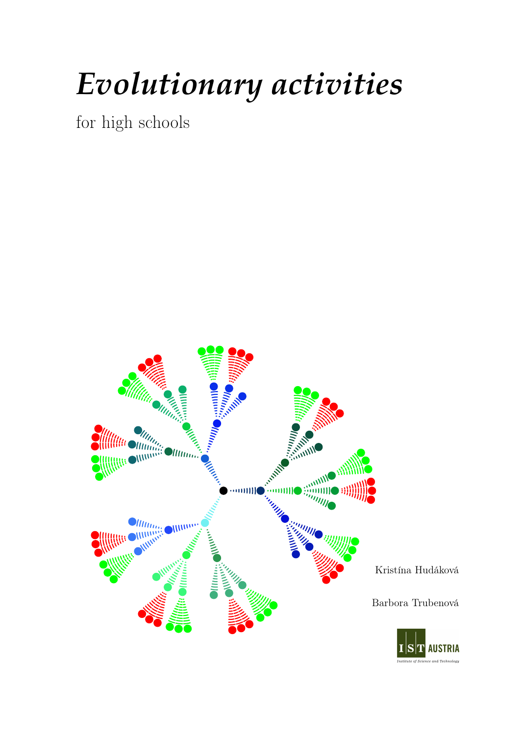# *Evolutionary activities*

for high schools

Kristína Hudáková

Barbora Trubenová

IST AUSTRIA

Institute of Science and Technology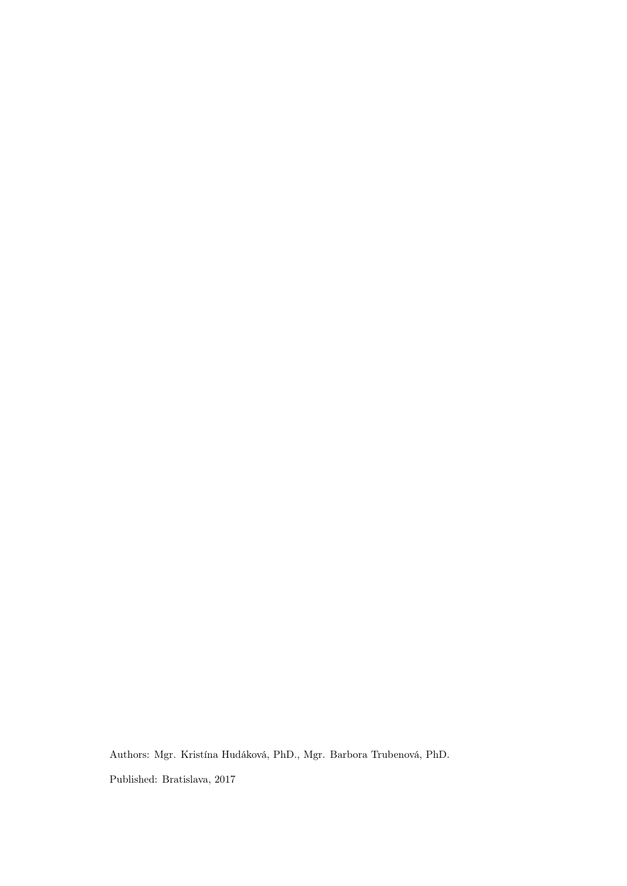Authors: Mgr. Kristína Hudáková, PhD., Mgr. Barbora Trubenová, PhD.

Published: Bratislava, 2017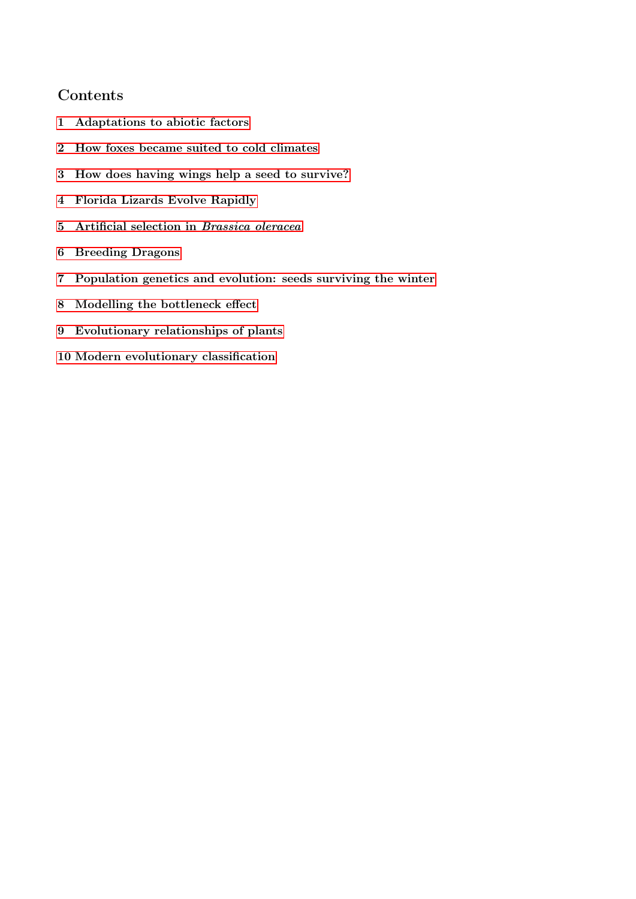## Contents

1 Adaptations to abiotic factors

2 How foxes became suited to cold climates

3 How does having wings help a seed to survive?

4 Florida Lizards Evolve Rapidly

5 Artificial selection in *Brassica oleracea*

6 Breeding Dragons

7 Population genetics and evolution: seeds surviving the winter

8 Modelling the bottleneck effect

9 Evolutionary relationships of plants

10 Modern evolutionary classification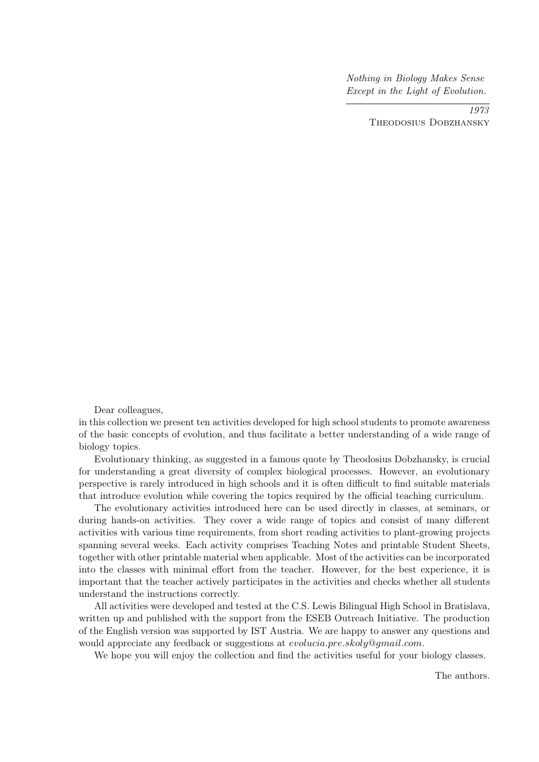*Nothing in Biology Makes Sense*
*Except in the Light of Evolution.*

*1973*
THEODOSIUS DOBZHANSKY

Dear colleagues,

in this collection we present ten activities developed for high school students to promote awareness of the basic concepts of evolution, and thus facilitate a better understanding of a wide range of biology topics.

Evolutionary thinking, as suggested in a famous quote by Theodosius Dobzhansky, is crucial for understanding a great diversity of complex biological processes. However, an evolutionary perspective is rarely introduced in high schools and it is often difficult to find suitable materials that introduce evolution while covering the topics required by the official teaching curriculum.

The evolutionary activities introduced here can be used directly in classes, at seminars, or during hands-on activities. They cover a wide range of topics and consist of many different activities with various time requirements, from short reading activities to plant-growing projects spanning several weeks. Each activity comprises Teaching Notes and printable Student Sheets, together with other printable material when applicable. Most of the activities can be incorporated into the classes with minimal effort from the teacher. However, for the best experience, it is important that the teacher actively participates in the activities and checks whether all students understand the instructions correctly.

All activities were developed and tested at the C.S. Lewis Bilingual High School in Bratislava, written up and published with the support from the ESEB Outreach Initiative. The production of the English version was supported by IST Austria. We are happy to answer any questions and would appreciate any feedback or suggestions at *evolucia.pre.skoly@gmail.com*.

We hope you will enjoy the collection and find the activities useful for your biology classes.

The authors.